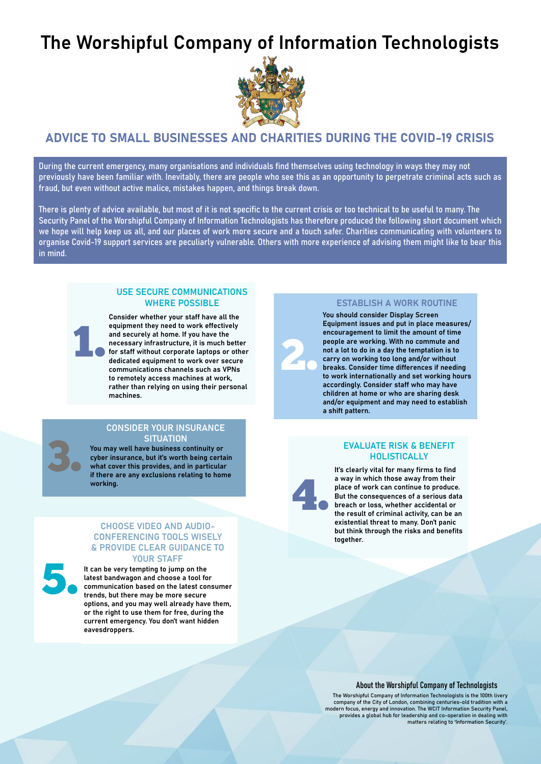# The Worshipful Company of Information Technologists

## ADVICE TO SMALL BUSINESSES AND CHARITIES DURING THE COVID-19 CRISIS

During the current emergency, many organisations and individuals find themselves using technology in ways they may not previously have been familiar with. Inevitably, there are people who see this as an opportunity to perpetrate criminal acts such as fraud, but even without active malice, mistakes happen, and things break down.

There is plenty of advice available, but most of it is not specific to the current crisis or too technical to be useful to many. The Security Panel of the Worshipful Company of Information Technologists has therefore produced the following short document which we hope will help keep us all, and our places of work more secure and a touch safer. Charities communicating with volunteers to organise Covid-19 support services are peculiarly vulnerable. Others with more experience of advising them might like to bear this in mind.

### 1. USE SECURE COMMUNICATIONS WHERE POSSIBLE

Consider whether your staff have all the equipment they need to work effectively and securely at home. If you have the necessary infrastructure, it is much better for staff without corporate laptops or other dedicated equipment to work over secure communications channels such as VPNs to remotely access machines at work, rather than relying on using their personal machines.

### 2. ESTABLISH A WORK ROUTINE

You should consider Display Screen Equipment issues and put in place measures/ encouragement to limit the amount of time people are working. With no commute and not a lot to do in a day the temptation is to carry on working too long and/or without breaks. Consider time differences if needing to work internationally and set working hours accordingly. Consider staff who may have children at home or who are sharing desk and/or equipment and may need to establish a shift pattern.

### 3. CONSIDER YOUR INSURANCE SITUATION

You may well have business continuity or cyber insurance, but it's worth being certain what cover this provides, and in particular if there are any exclusions relating to home working.

### 4. EVALUATE RISK & BENEFIT HOLISTICALLY

It's clearly vital for many firms to find a way in which those away from their place of work can continue to produce. But the consequences of a serious data breach or loss, whether accidental or the result of criminal activity, can be an existential threat to many. Don't panic but think through the risks and benefits together.

### 5. CHOOSE VIDEO AND AUDIO-CONFERENCING TOOLS WISELY & PROVIDE CLEAR GUIDANCE TO YOUR STAFF

It can be very tempting to jump on the latest bandwagon and choose a tool for communication based on the latest consumer trends, but there may be more secure options, and you may well already have them, or the right to use them for free, during the current emergency. You don't want hidden eavesdroppers.

#### About the Worshipful Company of Technologists

The Worshipful Company of Information Technologists is the 100th livery company of the City of London, combining centuries-old tradition with a modern focus, energy and innovation. The WCIT Information Security Panel, provides a global hub for leadership and co-operation in dealing with matters relating to 'Information Security'.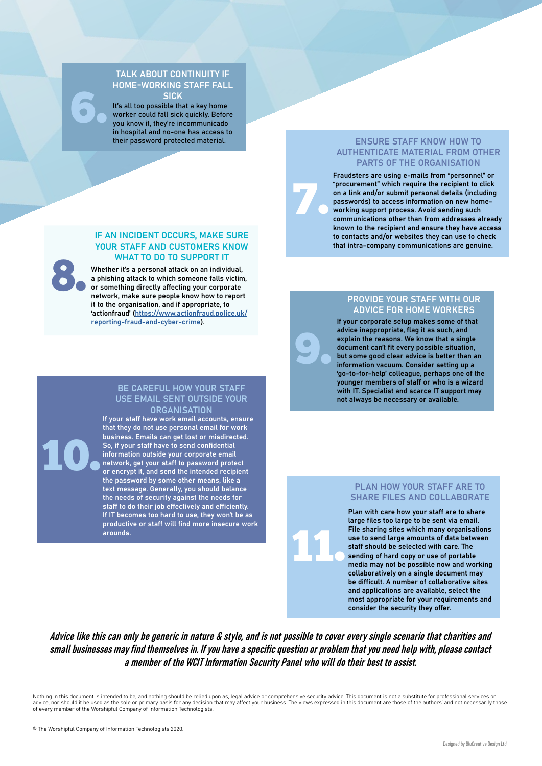## 6. TALK ABOUT CONTINUITY IF HOME-WORKING STAFF FALL SICK

It's all too possible that a key home worker could fall sick quickly. Before you know it, they're incommunicado in hospital and no-one has access to their password protected material.

## 7. ENSURE STAFF KNOW HOW TO AUTHENTICATE MATERIAL FROM OTHER PARTS OF THE ORGANISATION

Fraudsters are using e-mails from "personnel" or "procurement" which require the recipient to click on a link and/or submit personal details (including passwords) to access information on new home-working support process. Avoid sending such communications other than from addresses already known to the recipient and ensure they have access to contacts and/or websites they can use to check that intra-company communications are genuine.

## 8. IF AN INCIDENT OCCURS, MAKE SURE YOUR STAFF AND CUSTOMERS KNOW WHAT TO DO TO SUPPORT IT

Whether it's a personal attack on an individual, a phishing attack to which someone falls victim, or something directly affecting your corporate network, make sure people know how to report it to the organisation, and if appropriate, to 'actionfraud' (https://www.actionfraud.police.uk/reporting-fraud-and-cyber-crime).

## 9. PROVIDE YOUR STAFF WITH OUR ADVICE FOR HOME WORKERS

If your corporate setup makes some of that advice inappropriate, flag it as such, and explain the reasons. We know that a single document can't fit every possible situation, but some good clear advice is better than an information vacuum. Consider setting up a 'go-to-for-help' colleague, perhaps one of the younger members of staff or who is a wizard with IT. Specialist and scarce IT support may not always be necessary or available.

## 10. BE CAREFUL HOW YOUR STAFF USE EMAIL SENT OUTSIDE YOUR ORGANISATION

If your staff have work email accounts, ensure that they do not use personal email for work business. Emails can get lost or misdirected. So, if your staff have to send confidential information outside your corporate email network, get your staff to password protect or encrypt it, and send the intended recipient the password by some other means, like a text message. Generally, you should balance the needs of security against the needs for staff to do their job effectively and efficiently. If IT becomes too hard to use, they won't be as productive or staff will find more insecure work arounds.

## 11. PLAN HOW YOUR STAFF ARE TO SHARE FILES AND COLLABORATE

Plan with care how your staff are to share large files too large to be sent via email. File sharing sites which many organisations use to send large amounts of data between staff should be selected with care. The sending of hard copy or use of portable media may not be possible now and working collaboratively on a single document may be difficult. A number of collaborative sites and applications are available, select the most appropriate for your requirements and consider the security they offer.

***Advice like this can only be generic in nature & style, and is not possible to cover every single scenario that charities and small businesses may find themselves in. If you have a specific question or problem that you need help with, please contact a member of the WCIT Information Security Panel who will do their best to assist.***

Nothing in this document is intended to be, and nothing should be relied upon as, legal advice or comprehensive security advice. This document is not a substitute for professional services or advice, nor should it be used as the sole or primary basis for any decision that may affect your business. The views expressed in this document are those of the authors' and not necessarily those of every member of the Worshipful Company of Information Technologists.

© The Worshipful Company of Information Technologists 2020.

Designed by BluCreative Design Ltd.